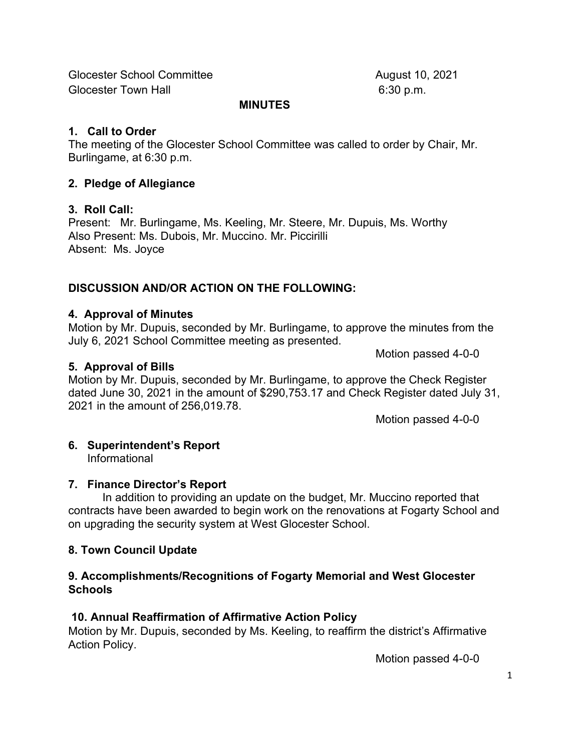Glocester School Committee August 10, 2021

Glocester Town Hall 6:30 p.m.

**MINUTES**

**1. Call to Order**

The meeting of the Glocester School Committee was called to order by Chair, Mr. Burlingame, at 6:30 p.m.

**2. Pledge of Allegiance**

**3. Roll Call:**

Present: Mr. Burlingame, Ms. Keeling, Mr. Steere, Mr. Dupuis, Ms. Worthy
Also Present: Ms. Dubois, Mr. Muccino. Mr. Piccirilli
Absent: Ms. Joyce

**DISCUSSION AND/OR ACTION ON THE FOLLOWING:**

**4. Approval of Minutes**

Motion by Mr. Dupuis, seconded by Mr. Burlingame, to approve the minutes from the July 6, 2021 School Committee meeting as presented.

Motion passed 4-0-0

**5. Approval of Bills**

Motion by Mr. Dupuis, seconded by Mr. Burlingame, to approve the Check Register dated June 30, 2021 in the amount of $290,753.17 and Check Register dated July 31, 2021 in the amount of 256,019.78.

Motion passed 4-0-0

**6. Superintendent's Report**

Informational

**7. Finance Director's Report**

In addition to providing an update on the budget, Mr. Muccino reported that contracts have been awarded to begin work on the renovations at Fogarty School and on upgrading the security system at West Glocester School.

**8. Town Council Update**

**9. Accomplishments/Recognitions of Fogarty Memorial and West Glocester Schools**

**10. Annual Reaffirmation of Affirmative Action Policy**

Motion by Mr. Dupuis, seconded by Ms. Keeling, to reaffirm the district's Affirmative Action Policy.

Motion passed 4-0-0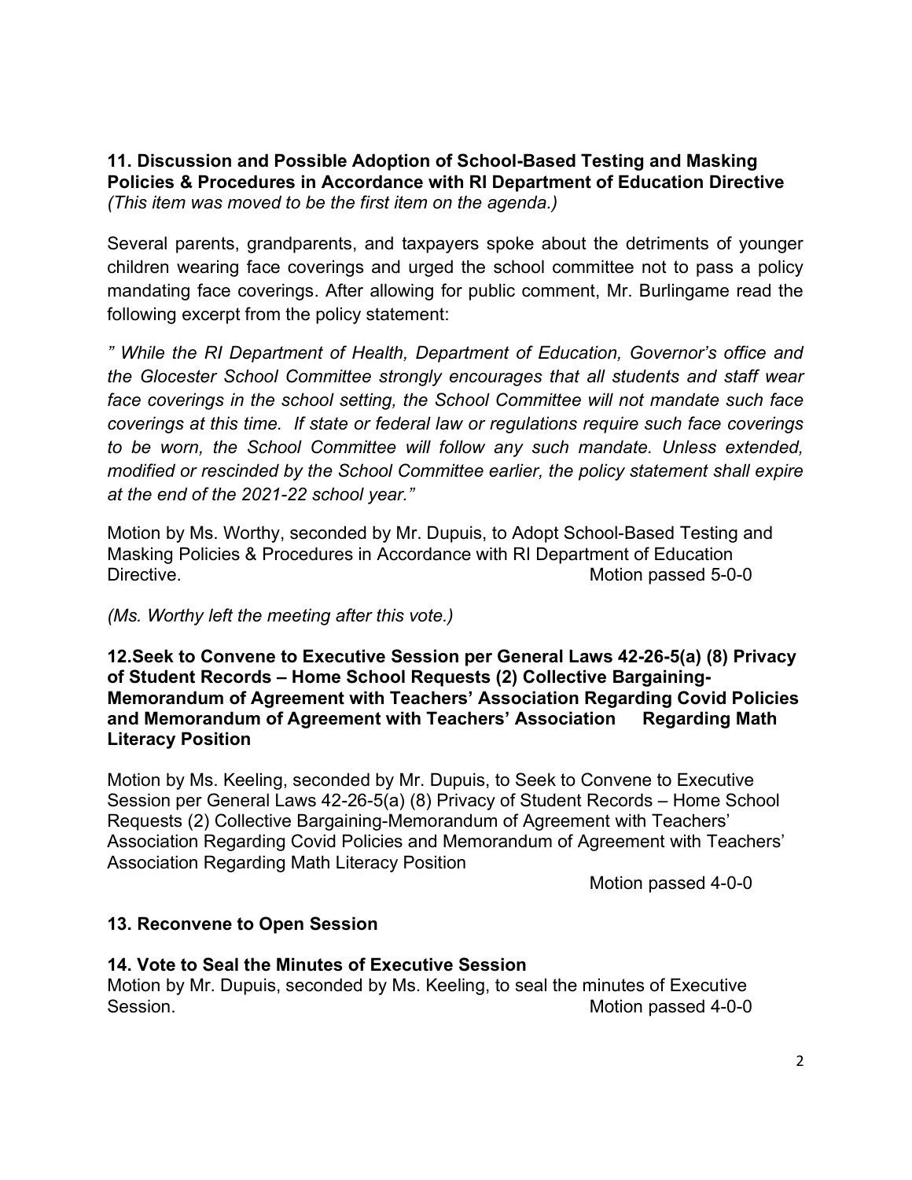**11. Discussion and Possible Adoption of School-Based Testing and Masking Policies & Procedures in Accordance with RI Department of Education Directive**
*(This item was moved to be the first item on the agenda.)*

Several parents, grandparents, and taxpayers spoke about the detriments of younger children wearing face coverings and urged the school committee not to pass a policy mandating face coverings. After allowing for public comment, Mr. Burlingame read the following excerpt from the policy statement:

*" While the RI Department of Health, Department of Education, Governor's office and the Glocester School Committee strongly encourages that all students and staff wear face coverings in the school setting, the School Committee will not mandate such face coverings at this time. If state or federal law or regulations require such face coverings to be worn, the School Committee will follow any such mandate. Unless extended, modified or rescinded by the School Committee earlier, the policy statement shall expire at the end of the 2021-22 school year."*

Motion by Ms. Worthy, seconded by Mr. Dupuis, to Adopt School-Based Testing and Masking Policies & Procedures in Accordance with RI Department of Education Directive. Motion passed 5-0-0

*(Ms. Worthy left the meeting after this vote.)*

**12.Seek to Convene to Executive Session per General Laws 42-26-5(a) (8) Privacy of Student Records – Home School Requests (2) Collective Bargaining-Memorandum of Agreement with Teachers' Association Regarding Covid Policies and Memorandum of Agreement with Teachers' Association Regarding Math Literacy Position**

Motion by Ms. Keeling, seconded by Mr. Dupuis, to Seek to Convene to Executive Session per General Laws 42-26-5(a) (8) Privacy of Student Records – Home School Requests (2) Collective Bargaining-Memorandum of Agreement with Teachers' Association Regarding Covid Policies and Memorandum of Agreement with Teachers' Association Regarding Math Literacy Position

Motion passed 4-0-0

**13. Reconvene to Open Session**

**14. Vote to Seal the Minutes of Executive Session**

Motion by Mr. Dupuis, seconded by Ms. Keeling, to seal the minutes of Executive Session. Motion passed 4-0-0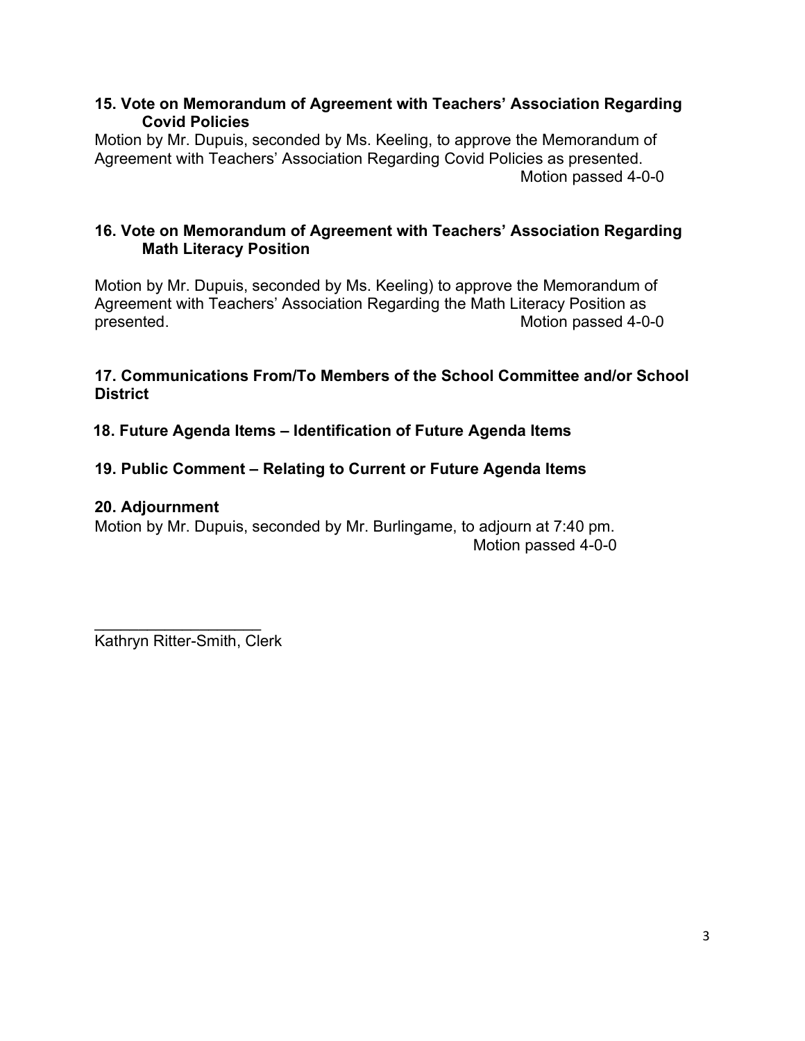### 15. Vote on Memorandum of Agreement with Teachers' Association Regarding Covid Policies

Motion by Mr. Dupuis, seconded by Ms. Keeling, to approve the Memorandum of Agreement with Teachers' Association Regarding Covid Policies as presented.

Motion passed 4-0-0

### 16. Vote on Memorandum of Agreement with Teachers' Association Regarding Math Literacy Position

Motion by Mr. Dupuis, seconded by Ms. Keeling) to approve the Memorandum of Agreement with Teachers' Association Regarding the Math Literacy Position as presented.

Motion passed 4-0-0

### 17. Communications From/To Members of the School Committee and/or School District

### 18. Future Agenda Items – Identification of Future Agenda Items

### 19. Public Comment – Relating to Current or Future Agenda Items

### 20. Adjournment

Motion by Mr. Dupuis, seconded by Mr. Burlingame, to adjourn at 7:40 pm.

Motion passed 4-0-0

____________________
Kathryn Ritter-Smith, Clerk